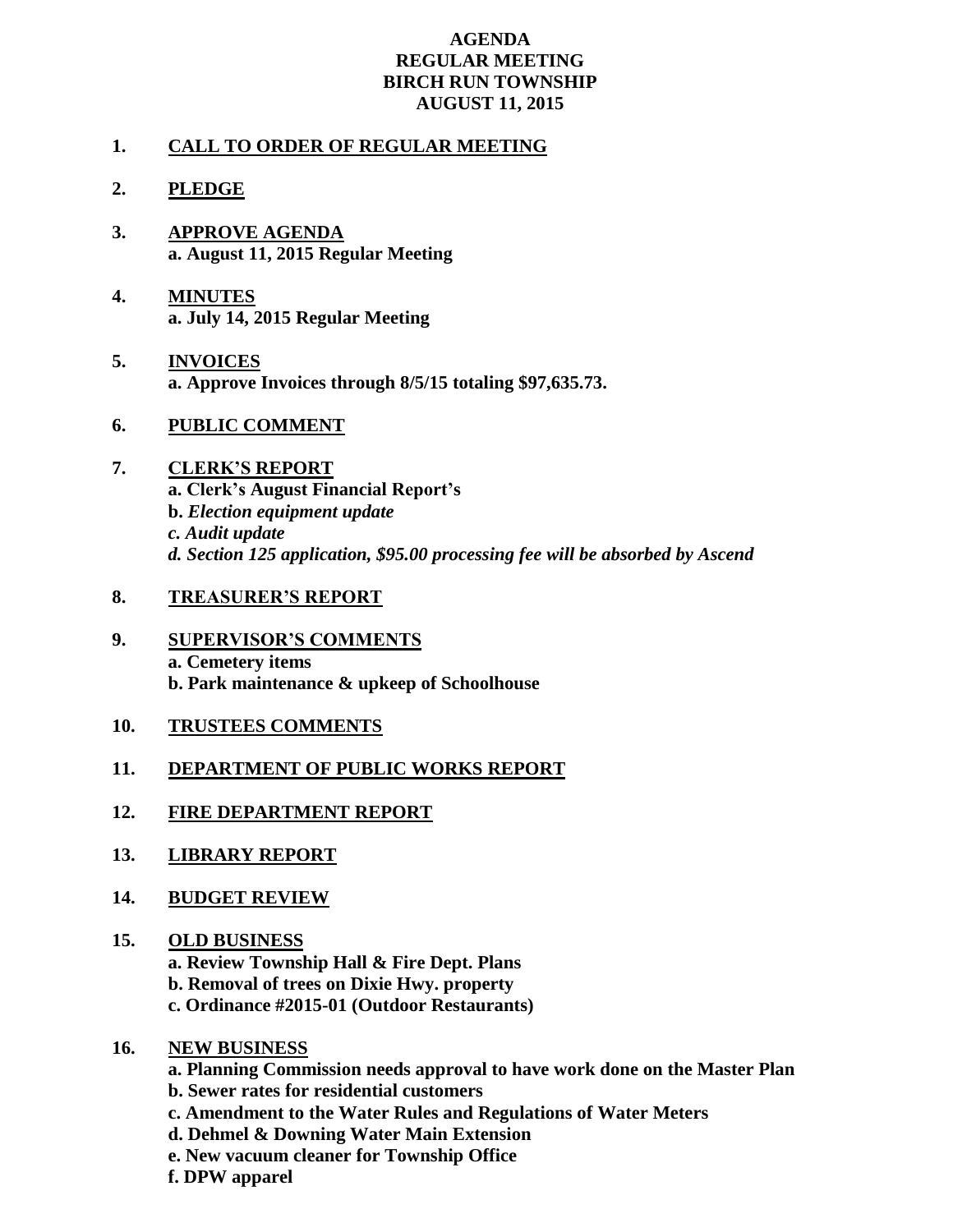# AGENDA
# REGULAR MEETING
# BIRCH RUN TOWNSHIP
# AUGUST 11, 2015

1. **CALL TO ORDER OF REGULAR MEETING**

2. **PLEDGE**

3. **APPROVE AGENDA**
   **a. August 11, 2015 Regular Meeting**

4. **MINUTES**
   **a. July 14, 2015 Regular Meeting**

5. **INVOICES**
   **a. Approve Invoices through 8/5/15 totaling $97,635.73.**

6. **PUBLIC COMMENT**

7. **CLERK'S REPORT**
   **a. Clerk's August Financial Report's**
   ***b. Election equipment update***
   ***c. Audit update***
   ***d. Section 125 application, $95.00 processing fee will be absorbed by Ascend***

8. **TREASURER'S REPORT**

9. **SUPERVISOR'S COMMENTS**
   **a. Cemetery items**
   **b. Park maintenance & upkeep of Schoolhouse**

10. **TRUSTEES COMMENTS**

11. **DEPARTMENT OF PUBLIC WORKS REPORT**

12. **FIRE DEPARTMENT REPORT**

13. **LIBRARY REPORT**

14. **BUDGET REVIEW**

15. **OLD BUSINESS**
    **a. Review Township Hall & Fire Dept. Plans**
    **b. Removal of trees on Dixie Hwy. property**
    **c. Ordinance #2015-01 (Outdoor Restaurants)**

16. **NEW BUSINESS**
    **a. Planning Commission needs approval to have work done on the Master Plan**
    **b. Sewer rates for residential customers**
    **c. Amendment to the Water Rules and Regulations of Water Meters**
    **d. Dehmel & Downing Water Main Extension**
    **e. New vacuum cleaner for Township Office**
    **f. DPW apparel**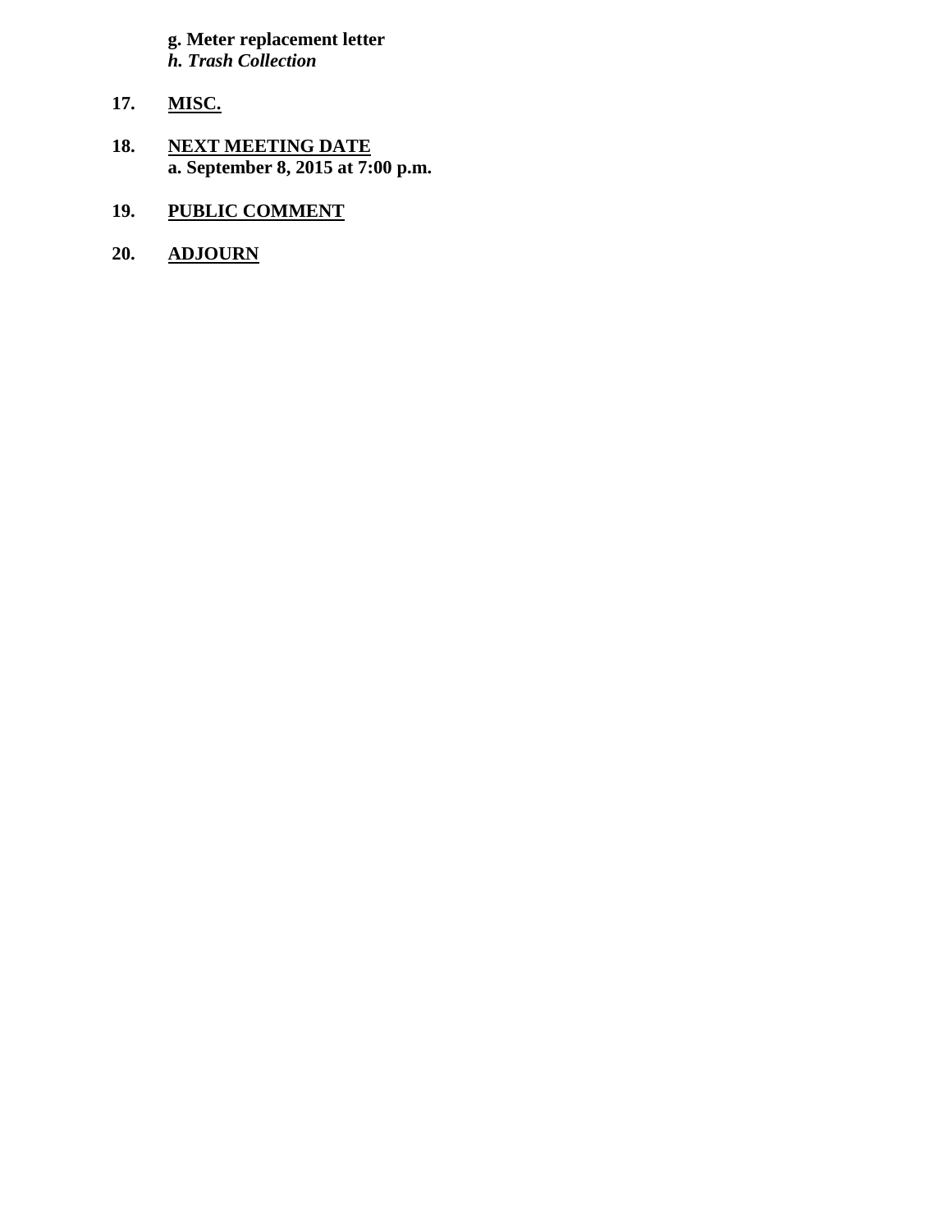**g. Meter replacement letter**
***h. Trash Collection***

17. **MISC.**

18. **NEXT MEETING DATE**
    **a. September 8, 2015 at 7:00 p.m.**

19. **PUBLIC COMMENT**

20. **ADJOURN**